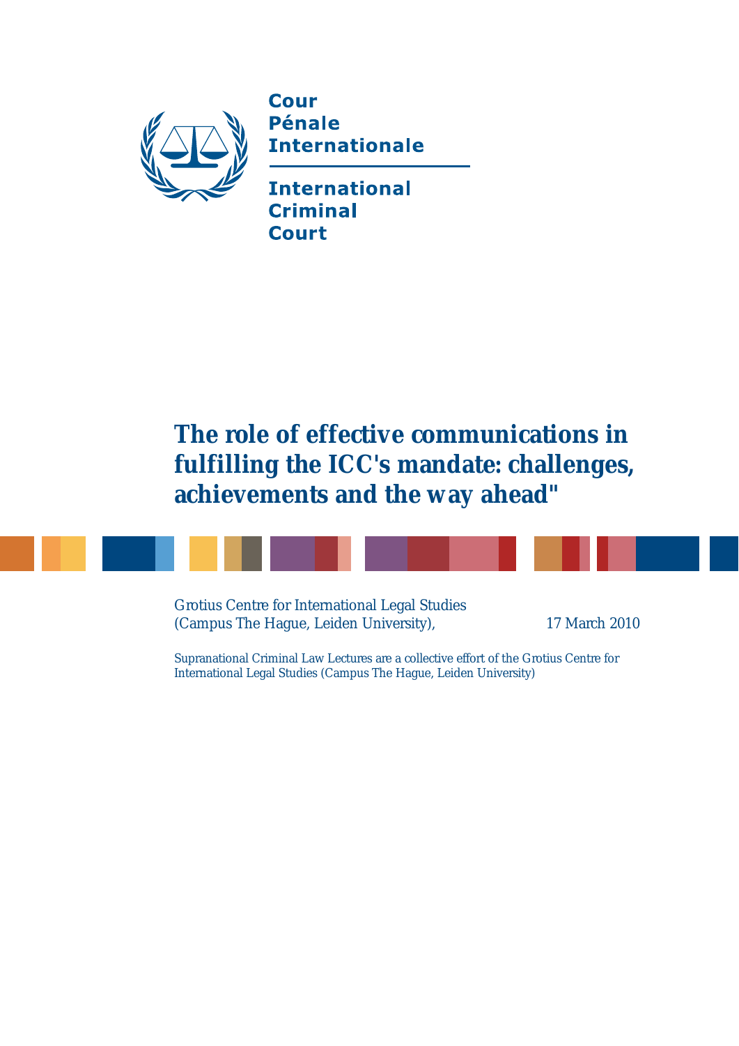Cour
Pénale
Internationale

International
Criminal
Court

# The role of effective communications in fulfilling the ICC's mandate: challenges, achievements and the way ahead"

Grotius Centre for International Legal Studies
(Campus The Hague, Leiden University), 17 March 2010

Supranational Criminal Law Lectures are a collective effort of the Grotius Centre for International Legal Studies (Campus The Hague, Leiden University)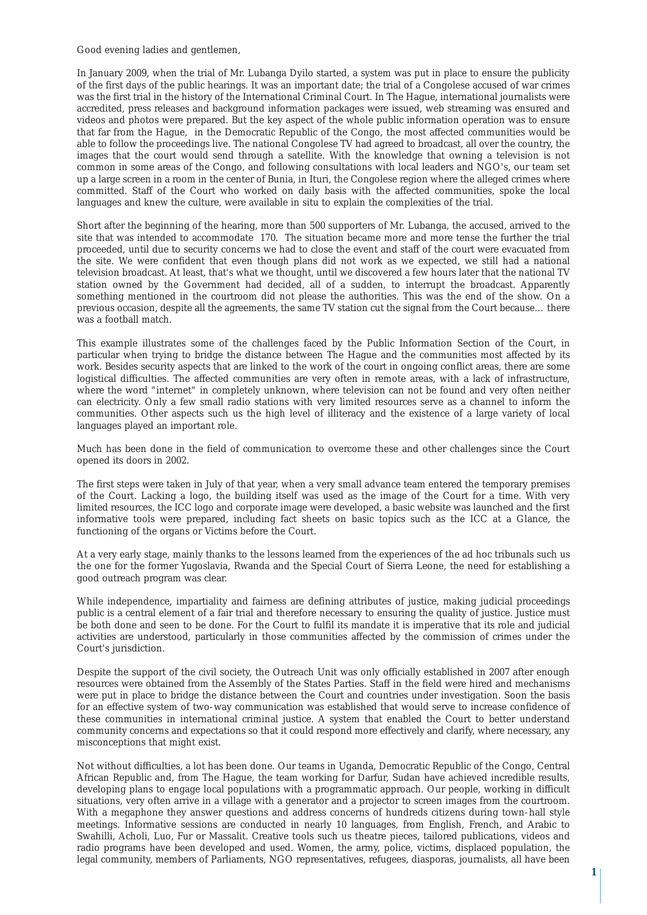Good evening ladies and gentlemen,

In January 2009, when the trial of Mr. Lubanga Dyilo started, a system was put in place to ensure the publicity of the first days of the public hearings. It was an important date; the trial of a Congolese accused of war crimes was the first trial in the history of the International Criminal Court. In The Hague, international journalists were accredited, press releases and background information packages were issued, web streaming was ensured and videos and photos were prepared. But the key aspect of the whole public information operation was to ensure that far from the Hague, in the Democratic Republic of the Congo, the most affected communities would be able to follow the proceedings live. The national Congolese TV had agreed to broadcast, all over the country, the images that the court would send through a satellite. With the knowledge that owning a television is not common in some areas of the Congo, and following consultations with local leaders and NGO's, our team set up a large screen in a room in the center of Bunia, in Ituri, the Congolese region where the alleged crimes where committed. Staff of the Court who worked on daily basis with the affected communities, spoke the local languages and knew the culture, were available in situ to explain the complexities of the trial.

Short after the beginning of the hearing, more than 500 supporters of Mr. Lubanga, the accused, arrived to the site that was intended to accommodate 170. The situation became more and more tense the further the trial proceeded, until due to security concerns we had to close the event and staff of the court were evacuated from the site. We were confident that even though plans did not work as we expected, we still had a national television broadcast. At least, that's what we thought, until we discovered a few hours later that the national TV station owned by the Government had decided, all of a sudden, to interrupt the broadcast. Apparently something mentioned in the courtroom did not please the authorities. This was the end of the show. On a previous occasion, despite all the agreements, the same TV station cut the signal from the Court because… there was a football match.

This example illustrates some of the challenges faced by the Public Information Section of the Court, in particular when trying to bridge the distance between The Hague and the communities most affected by its work. Besides security aspects that are linked to the work of the court in ongoing conflict areas, there are some logistical difficulties. The affected communities are very often in remote areas, with a lack of infrastructure, where the word "internet" in completely unknown, where television can not be found and very often neither can electricity. Only a few small radio stations with very limited resources serve as a channel to inform the communities. Other aspects such us the high level of illiteracy and the existence of a large variety of local languages played an important role.

Much has been done in the field of communication to overcome these and other challenges since the Court opened its doors in 2002.

The first steps were taken in July of that year, when a very small advance team entered the temporary premises of the Court. Lacking a logo, the building itself was used as the image of the Court for a time. With very limited resources, the ICC logo and corporate image were developed, a basic website was launched and the first informative tools were prepared, including fact sheets on basic topics such as the ICC at a Glance, the functioning of the organs or Victims before the Court.

At a very early stage, mainly thanks to the lessons learned from the experiences of the ad hoc tribunals such us the one for the former Yugoslavia, Rwanda and the Special Court of Sierra Leone, the need for establishing a good outreach program was clear.

While independence, impartiality and fairness are defining attributes of justice, making judicial proceedings public is a central element of a fair trial and therefore necessary to ensuring the quality of justice. Justice must be both done and seen to be done. For the Court to fulfil its mandate it is imperative that its role and judicial activities are understood, particularly in those communities affected by the commission of crimes under the Court's jurisdiction.

Despite the support of the civil society, the Outreach Unit was only officially established in 2007 after enough resources were obtained from the Assembly of the States Parties. Staff in the field were hired and mechanisms were put in place to bridge the distance between the Court and countries under investigation. Soon the basis for an effective system of two-way communication was established that would serve to increase confidence of these communities in international criminal justice. A system that enabled the Court to better understand community concerns and expectations so that it could respond more effectively and clarify, where necessary, any misconceptions that might exist.

Not without difficulties, a lot has been done. Our teams in Uganda, Democratic Republic of the Congo, Central African Republic and, from The Hague, the team working for Darfur, Sudan have achieved incredible results, developing plans to engage local populations with a programmatic approach. Our people, working in difficult situations, very often arrive in a village with a generator and a projector to screen images from the courtroom. With a megaphone they answer questions and address concerns of hundreds citizens during town-hall style meetings. Informative sessions are conducted in nearly 10 languages, from English, French, and Arabic to Swahilli, Acholi, Luo, Fur or Massalit. Creative tools such us theatre pieces, tailored publications, videos and radio programs have been developed and used. Women, the army, police, victims, displaced population, the legal community, members of Parliaments, NGO representatives, refugees, diasporas, journalists, all have been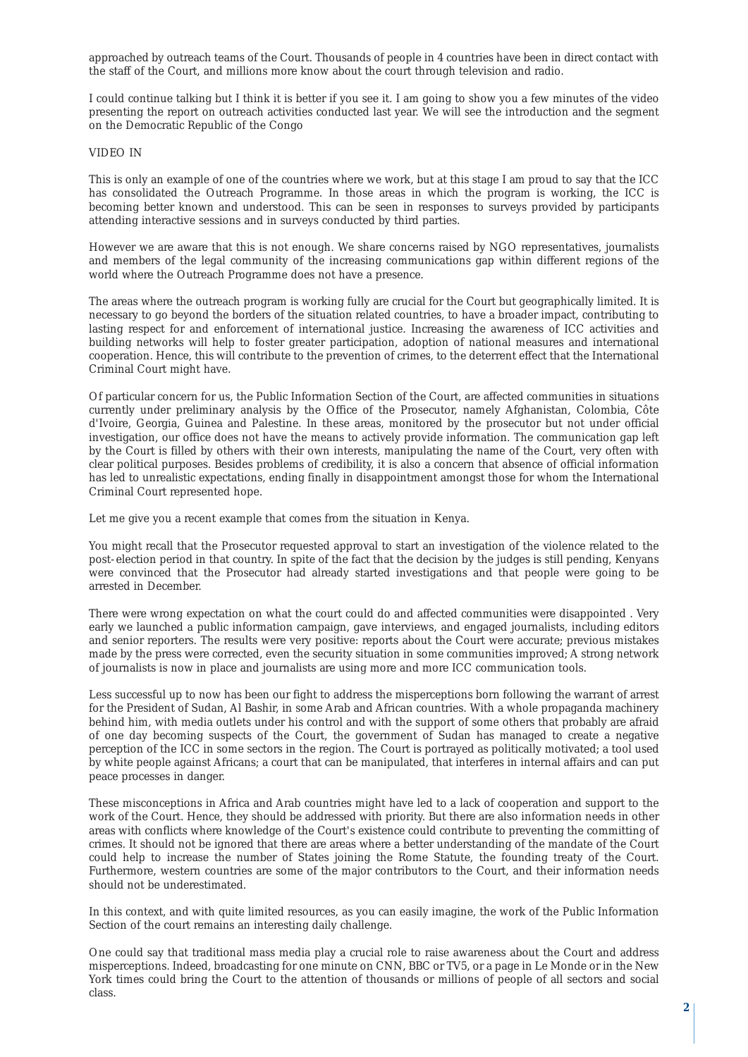approached by outreach teams of the Court. Thousands of people in 4 countries have been in direct contact with the staff of the Court, and millions more know about the court through television and radio.

I could continue talking but I think it is better if you see it. I am going to show you a few minutes of the video presenting the report on outreach activities conducted last year. We will see the introduction and the segment on the Democratic Republic of the Congo

VIDEO IN

This is only an example of one of the countries where we work, but at this stage I am proud to say that the ICC has consolidated the Outreach Programme. In those areas in which the program is working, the ICC is becoming better known and understood. This can be seen in responses to surveys provided by participants attending interactive sessions and in surveys conducted by third parties.

However we are aware that this is not enough. We share concerns raised by NGO representatives, journalists and members of the legal community of the increasing communications gap within different regions of the world where the Outreach Programme does not have a presence.

The areas where the outreach program is working fully are crucial for the Court but geographically limited. It is necessary to go beyond the borders of the situation related countries, to have a broader impact, contributing to lasting respect for and enforcement of international justice. Increasing the awareness of ICC activities and building networks will help to foster greater participation, adoption of national measures and international cooperation. Hence, this will contribute to the prevention of crimes, to the deterrent effect that the International Criminal Court might have.

Of particular concern for us, the Public Information Section of the Court, are affected communities in situations currently under preliminary analysis by the Office of the Prosecutor, namely Afghanistan, Colombia, Côte d'Ivoire, Georgia, Guinea and Palestine. In these areas, monitored by the prosecutor but not under official investigation, our office does not have the means to actively provide information. The communication gap left by the Court is filled by others with their own interests, manipulating the name of the Court, very often with clear political purposes. Besides problems of credibility, it is also a concern that absence of official information has led to unrealistic expectations, ending finally in disappointment amongst those for whom the International Criminal Court represented hope.

Let me give you a recent example that comes from the situation in Kenya.

You might recall that the Prosecutor requested approval to start an investigation of the violence related to the post-election period in that country. In spite of the fact that the decision by the judges is still pending, Kenyans were convinced that the Prosecutor had already started investigations and that people were going to be arrested in December.

There were wrong expectation on what the court could do and affected communities were disappointed . Very early we launched a public information campaign, gave interviews, and engaged journalists, including editors and senior reporters. The results were very positive: reports about the Court were accurate; previous mistakes made by the press were corrected, even the security situation in some communities improved; A strong network of journalists is now in place and journalists are using more and more ICC communication tools.

Less successful up to now has been our fight to address the misperceptions born following the warrant of arrest for the President of Sudan, Al Bashir, in some Arab and African countries. With a whole propaganda machinery behind him, with media outlets under his control and with the support of some others that probably are afraid of one day becoming suspects of the Court, the government of Sudan has managed to create a negative perception of the ICC in some sectors in the region. The Court is portrayed as politically motivated; a tool used by white people against Africans; a court that can be manipulated, that interferes in internal affairs and can put peace processes in danger.

These misconceptions in Africa and Arab countries might have led to a lack of cooperation and support to the work of the Court. Hence, they should be addressed with priority. But there are also information needs in other areas with conflicts where knowledge of the Court's existence could contribute to preventing the committing of crimes. It should not be ignored that there are areas where a better understanding of the mandate of the Court could help to increase the number of States joining the Rome Statute, the founding treaty of the Court. Furthermore, western countries are some of the major contributors to the Court, and their information needs should not be underestimated.

In this context, and with quite limited resources, as you can easily imagine, the work of the Public Information Section of the court remains an interesting daily challenge.

One could say that traditional mass media play a crucial role to raise awareness about the Court and address misperceptions. Indeed, broadcasting for one minute on CNN, BBC or TV5, or a page in Le Monde or in the New York times could bring the Court to the attention of thousands or millions of people of all sectors and social class.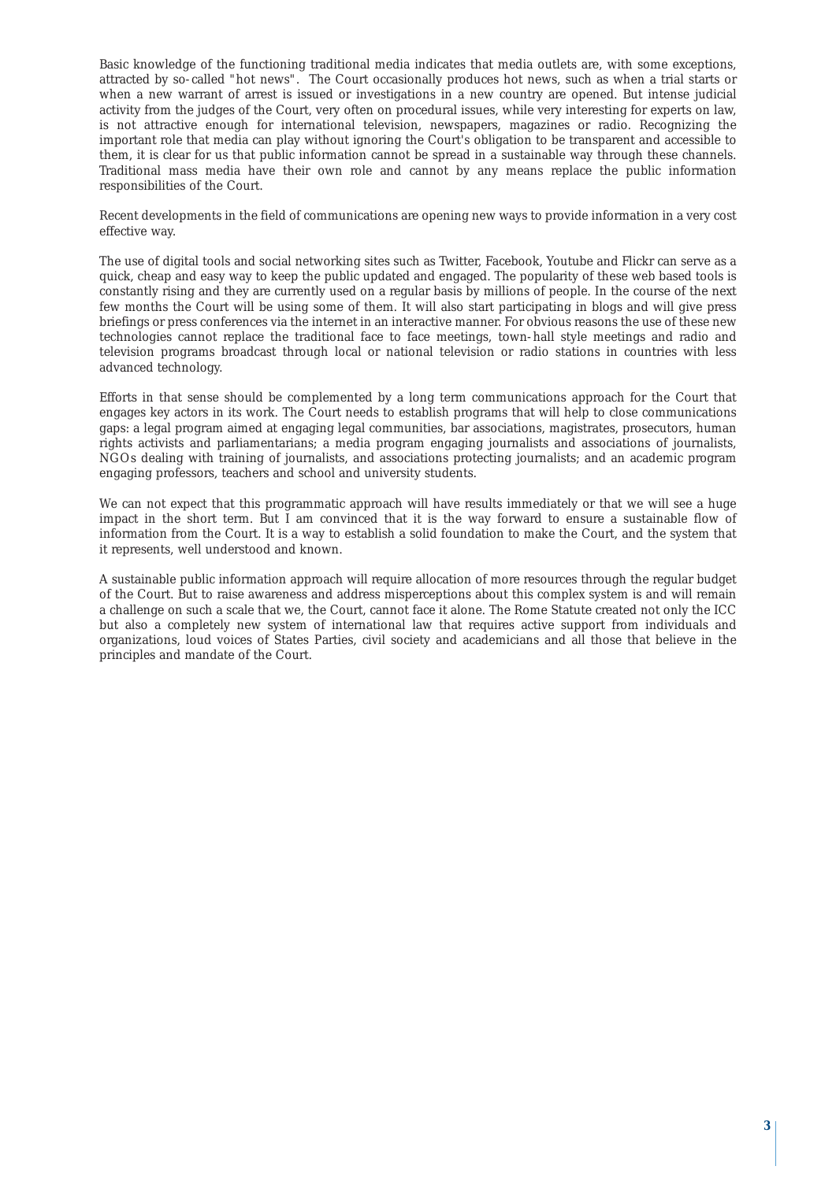Basic knowledge of the functioning traditional media indicates that media outlets are, with some exceptions, attracted by so-called "hot news". The Court occasionally produces hot news, such as when a trial starts or when a new warrant of arrest is issued or investigations in a new country are opened. But intense judicial activity from the judges of the Court, very often on procedural issues, while very interesting for experts on law, is not attractive enough for international television, newspapers, magazines or radio. Recognizing the important role that media can play without ignoring the Court's obligation to be transparent and accessible to them, it is clear for us that public information cannot be spread in a sustainable way through these channels. Traditional mass media have their own role and cannot by any means replace the public information responsibilities of the Court.

Recent developments in the field of communications are opening new ways to provide information in a very cost effective way.

The use of digital tools and social networking sites such as Twitter, Facebook, Youtube and Flickr can serve as a quick, cheap and easy way to keep the public updated and engaged. The popularity of these web based tools is constantly rising and they are currently used on a regular basis by millions of people. In the course of the next few months the Court will be using some of them. It will also start participating in blogs and will give press briefings or press conferences via the internet in an interactive manner. For obvious reasons the use of these new technologies cannot replace the traditional face to face meetings, town-hall style meetings and radio and television programs broadcast through local or national television or radio stations in countries with less advanced technology.

Efforts in that sense should be complemented by a long term communications approach for the Court that engages key actors in its work. The Court needs to establish programs that will help to close communications gaps: a legal program aimed at engaging legal communities, bar associations, magistrates, prosecutors, human rights activists and parliamentarians; a media program engaging journalists and associations of journalists, NGOs dealing with training of journalists, and associations protecting journalists; and an academic program engaging professors, teachers and school and university students.

We can not expect that this programmatic approach will have results immediately or that we will see a huge impact in the short term. But I am convinced that it is the way forward to ensure a sustainable flow of information from the Court. It is a way to establish a solid foundation to make the Court, and the system that it represents, well understood and known.

A sustainable public information approach will require allocation of more resources through the regular budget of the Court. But to raise awareness and address misperceptions about this complex system is and will remain a challenge on such a scale that we, the Court, cannot face it alone. The Rome Statute created not only the ICC but also a completely new system of international law that requires active support from individuals and organizations, loud voices of States Parties, civil society and academicians and all those that believe in the principles and mandate of the Court.